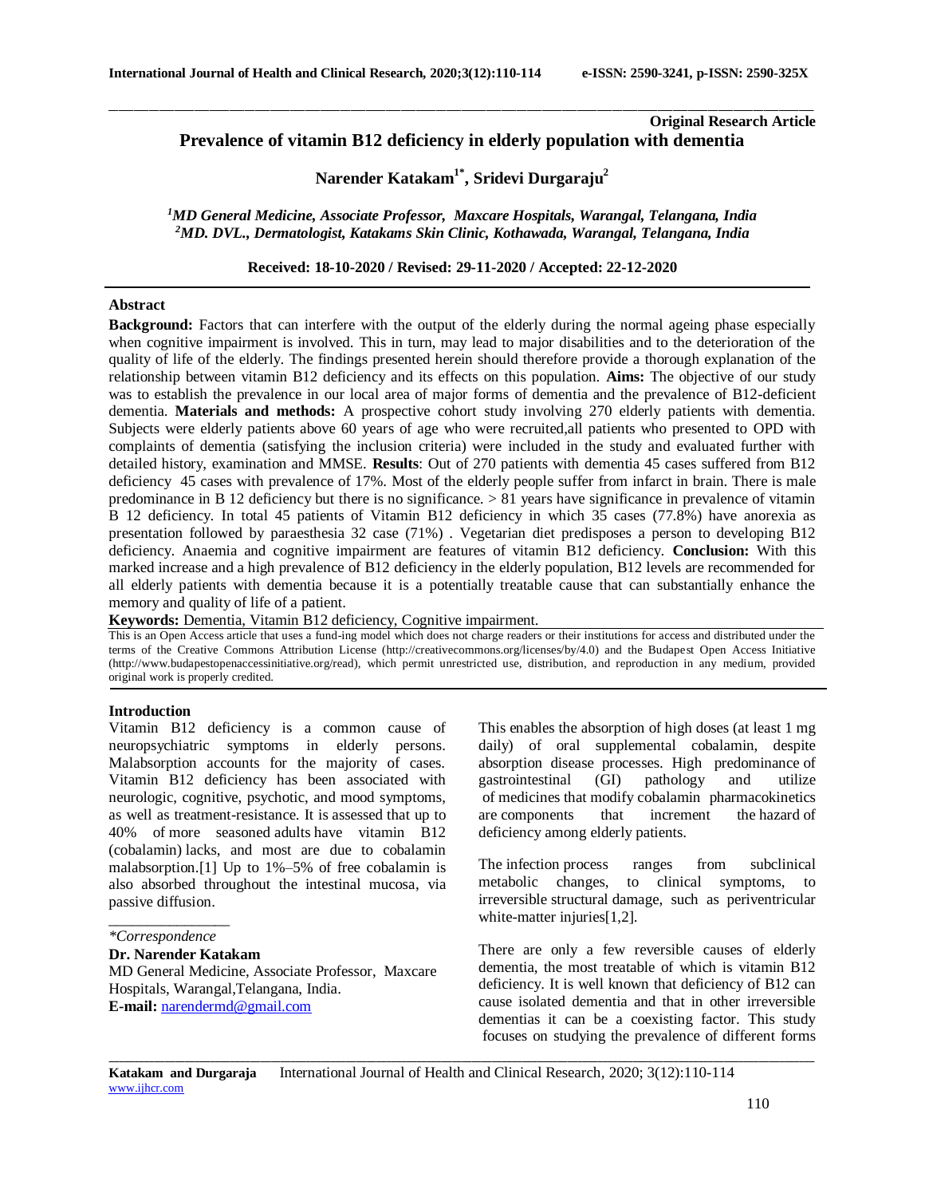**Original Research Article**

# Prevalence of vitamin B12 deficiency in elderly population with dementia

**Narender Katakam[1*], Sridevi Durgaraju[2]**

*[1]MD General Medicine, Associate Professor, Maxcare Hospitals, Warangal, Telangana, India*
*[2]MD. DVL., Dermatologist, Katakams Skin Clinic, Kothawada, Warangal, Telangana, India*

**Received: 18-10-2020 / Revised: 29-11-2020 / Accepted: 22-12-2020**

## Abstract

**Background:** Factors that can interfere with the output of the elderly during the normal ageing phase especially when cognitive impairment is involved. This in turn, may lead to major disabilities and to the deterioration of the quality of life of the elderly. The findings presented herein should therefore provide a thorough explanation of the relationship between vitamin B12 deficiency and its effects on this population. **Aims:** The objective of our study was to establish the prevalence in our local area of major forms of dementia and the prevalence of B12-deficient dementia. **Materials and methods:** A prospective cohort study involving 270 elderly patients with dementia. Subjects were elderly patients above 60 years of age who were recruited,all patients who presented to OPD with complaints of dementia (satisfying the inclusion criteria) were included in the study and evaluated further with detailed history, examination and MMSE. **Results**: Out of 270 patients with dementia 45 cases suffered from B12 deficiency 45 cases with prevalence of 17%. Most of the elderly people suffer from infarct in brain. There is male predominance in B 12 deficiency but there is no significance. > 81 years have significance in prevalence of vitamin B 12 deficiency. In total 45 patients of Vitamin B12 deficiency in which 35 cases (77.8%) have anorexia as presentation followed by paraesthesia 32 case (71%) . Vegetarian diet predisposes a person to developing B12 deficiency. Anaemia and cognitive impairment are features of vitamin B12 deficiency. **Conclusion:** With this marked increase and a high prevalence of B12 deficiency in the elderly population, B12 levels are recommended for all elderly patients with dementia because it is a potentially treatable cause that can substantially enhance the memory and quality of life of a patient.

**Keywords:** Dementia, Vitamin B12 deficiency, Cognitive impairment.

This is an Open Access article that uses a fund-ing model which does not charge readers or their institutions for access and distributed under the terms of the Creative Commons Attribution License (http://creativecommons.org/licenses/by/4.0) and the Budapest Open Access Initiative (http://www.budapestopenaccessinitiative.org/read), which permit unrestricted use, distribution, and reproduction in any medium, provided original work is properly credited.

## Introduction

Vitamin B12 deficiency is a common cause of neuropsychiatric symptoms in elderly persons. Malabsorption accounts for the majority of cases. Vitamin B12 deficiency has been associated with neurologic, cognitive, psychotic, and mood symptoms, as well as treatment-resistance. It is assessed that up to 40% of more seasoned adults have vitamin B12 (cobalamin) lacks, and most are due to cobalamin malabsorption.[1] Up to 1%–5% of free cobalamin is also absorbed throughout the intestinal mucosa, via passive diffusion.

*\*Correspondence*
**Dr. Narender Katakam**
MD General Medicine, Associate Professor, Maxcare Hospitals, Warangal,Telangana, India.
**E-mail:** narendermd@gmail.com

This enables the absorption of high doses (at least 1 mg daily) of oral supplemental cobalamin, despite absorption disease processes. High predominance of gastrointestinal (GI) pathology and utilize of medicines that modify cobalamin pharmacokinetics are components that increment the hazard of deficiency among elderly patients.

The infection process ranges from subclinical metabolic changes, to clinical symptoms, to irreversible structural damage, such as periventricular white-matter injuries[1,2].

There are only a few reversible causes of elderly dementia, the most treatable of which is vitamin B12 deficiency. It is well known that deficiency of B12 can cause isolated dementia and that in other irreversible dementias it can be a coexisting factor. This study focuses on studying the prevalence of different forms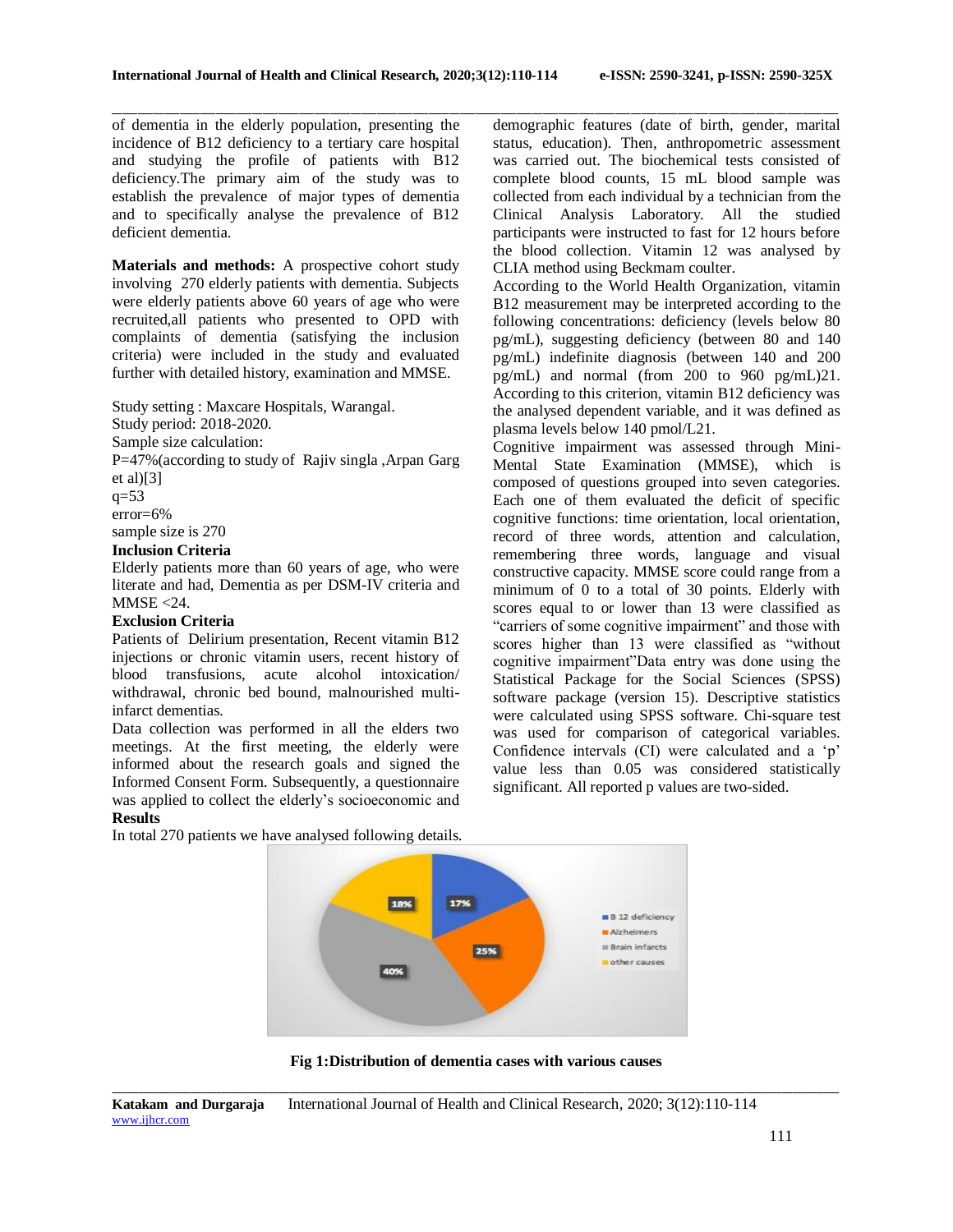of dementia in the elderly population, presenting the incidence of B12 deficiency to a tertiary care hospital and studying the profile of patients with B12 deficiency.The primary aim of the study was to establish the prevalence of major types of dementia and to specifically analyse the prevalence of B12 deficient dementia.

**Materials and methods:** A prospective cohort study involving 270 elderly patients with dementia. Subjects were elderly patients above 60 years of age who were recruited,all patients who presented to OPD with complaints of dementia (satisfying the inclusion criteria) were included in the study and evaluated further with detailed history, examination and MMSE.

Study setting : Maxcare Hospitals, Warangal.
Study period: 2018-2020.
Sample size calculation:
P=47%(according to study of Rajiv singla ,Arpan Garg et al)[3]
q=53
error=6%
sample size is 270

**Inclusion Criteria**

Elderly patients more than 60 years of age, who were literate and had, Dementia as per DSM-IV criteria and MMSE <24.

**Exclusion Criteria**

Patients of Delirium presentation, Recent vitamin B12 injections or chronic vitamin users, recent history of blood transfusions, acute alcohol intoxication/ withdrawal, chronic bed bound, malnourished multi-infarct dementias.

Data collection was performed in all the elders two meetings. At the first meeting, the elderly were informed about the research goals and signed the Informed Consent Form. Subsequently, a questionnaire was applied to collect the elderly's socioeconomic and demographic features (date of birth, gender, marital status, education). Then, anthropometric assessment was carried out. The biochemical tests consisted of complete blood counts, 15 mL blood sample was collected from each individual by a technician from the Clinical Analysis Laboratory. All the studied participants were instructed to fast for 12 hours before the blood collection. Vitamin 12 was analysed by CLIA method using Beckmam coulter.

According to the World Health Organization, vitamin B12 measurement may be interpreted according to the following concentrations: deficiency (levels below 80 pg/mL), suggesting deficiency (between 80 and 140 pg/mL) indefinite diagnosis (between 140 and 200 pg/mL) and normal (from 200 to 960 pg/mL)21. According to this criterion, vitamin B12 deficiency was the analysed dependent variable, and it was defined as plasma levels below 140 pmol/L21.

Cognitive impairment was assessed through Mini-Mental State Examination (MMSE), which is composed of questions grouped into seven categories. Each one of them evaluated the deficit of specific cognitive functions: time orientation, local orientation, record of three words, attention and calculation, remembering three words, language and visual constructive capacity. MMSE score could range from a minimum of 0 to a total of 30 points. Elderly with scores equal to or lower than 13 were classified as "carriers of some cognitive impairment" and those with scores higher than 13 were classified as "without cognitive impairment"Data entry was done using the Statistical Package for the Social Sciences (SPSS) software package (version 15). Descriptive statistics were calculated using SPSS software. Chi-square test was used for comparison of categorical variables. Confidence intervals (CI) were calculated and a 'p' value less than 0.05 was considered statistically significant. All reported p values are two-sided.

**Results**

In total 270 patients we have analysed following details.

**Fig 1:Distribution of dementia cases with various causes**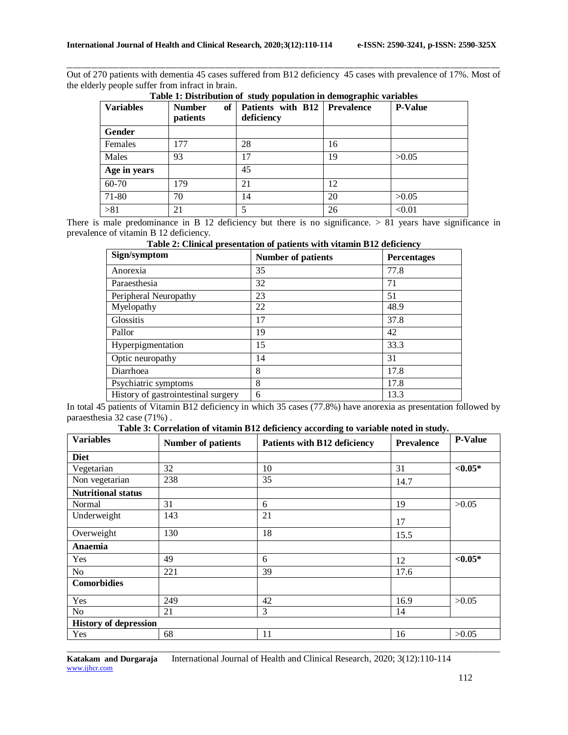Out of 270 patients with dementia 45 cases suffered from B12 deficiency 45 cases with prevalence of 17%. Most of the elderly people suffer from infract in brain.

**Table 1: Distribution of study population in demographic variables**

| Variables | Number of patients | Patients with B12 deficiency | Prevalence | P-Value |
|---|---|---|---|---|
| **Gender** | | | | |
| Females | 177 | 28 | 16 | |
| Males | 93 | 17 | 19 | >0.05 |
| **Age in years** | | 45 | | |
| 60-70 | 179 | 21 | 12 | |
| 71-80 | 70 | 14 | 20 | >0.05 |
| >81 | 21 | 5 | 26 | <0.01 |

There is male predominance in B 12 deficiency but there is no significance. > 81 years have significance in prevalence of vitamin B 12 deficiency.

**Table 2: Clinical presentation of patients with vitamin B12 deficiency**

| Sign/symptom | Number of patients | Percentages |
|---|---|---|
| Anorexia | 35 | 77.8 |
| Paraesthesia | 32 | 71 |
| Peripheral Neuropathy | 23 | 51 |
| Myelopathy | 22 | 48.9 |
| Glossitis | 17 | 37.8 |
| Pallor | 19 | 42 |
| Hyperpigmentation | 15 | 33.3 |
| Optic neuropathy | 14 | 31 |
| Diarrhoea | 8 | 17.8 |
| Psychiatric symptoms | 8 | 17.8 |
| History of gastrointestinal surgery | 6 | 13.3 |

In total 45 patients of Vitamin B12 deficiency in which 35 cases (77.8%) have anorexia as presentation followed by paraesthesia 32 case (71%) .

**Table 3: Correlation of vitamin B12 deficiency according to variable noted in study.**

| Variables | Number of patients | Patients with B12 deficiency | Prevalence | P-Value |
|---|---|---|---|---|
| **Diet** | | | | |
| Vegetarian | 32 | 10 | 31 | **<0.05*** |
| Non vegetarian | 238 | 35 | 14.7 | |
| **Nutritional status** | | | | |
| Normal | 31 | 6 | 19 | >0.05 |
| Underweight | 143 | 21 | 17 | |
| Overweight | 130 | 18 | 15.5 | |
| **Anaemia** | | | | |
| Yes | 49 | 6 | 12 | **<0.05*** |
| No | 221 | 39 | 17.6 | |
| **Comorbidies** | | | | |
| Yes | 249 | 42 | 16.9 | >0.05 |
| No | 21 | 3 | 14 | |
| **History of depression** | | | | |
| Yes | 68 | 11 | 16 | >0.05 |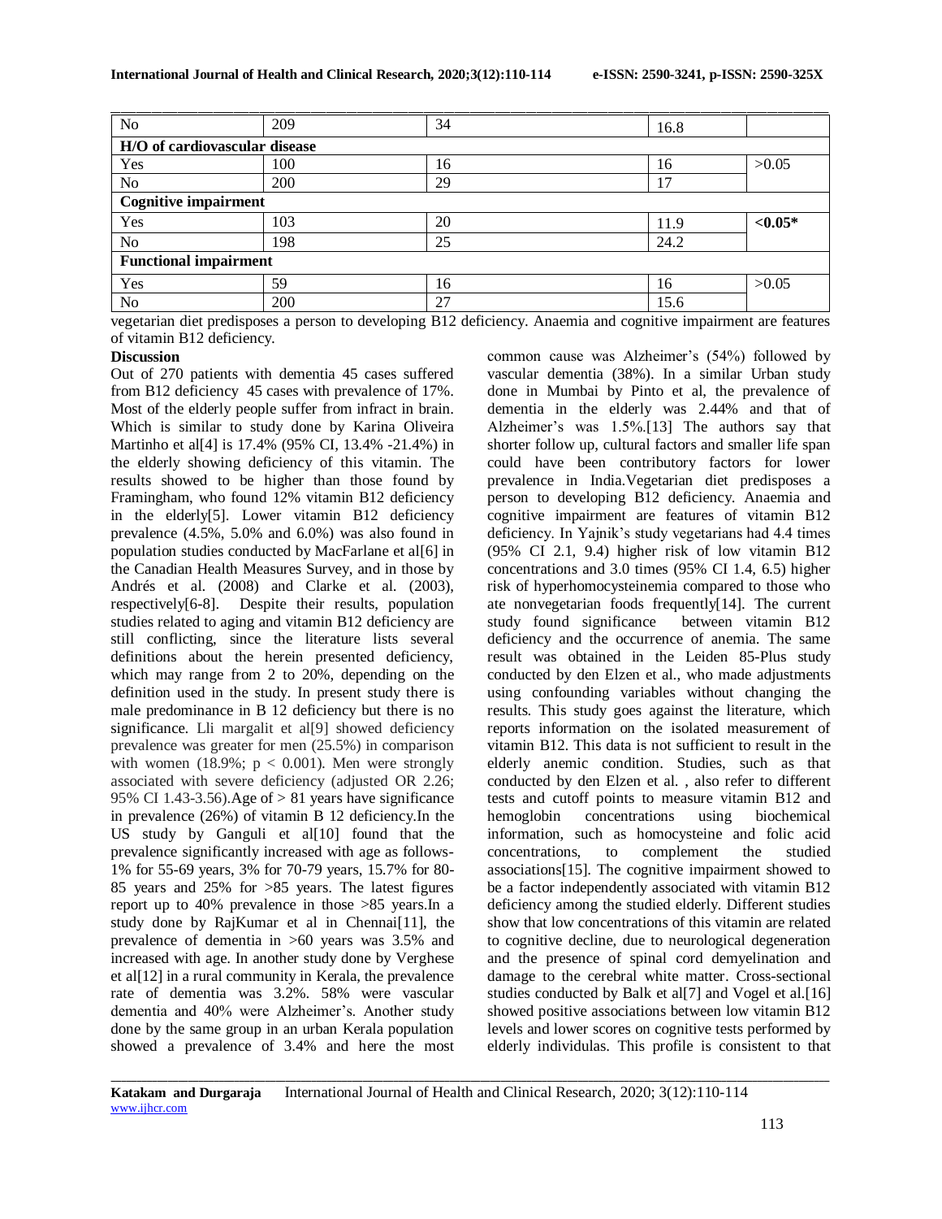| No | 209 | 34 | 16.8 | |
|---|---|---|---|---|
| **H/O of cardiovascular disease** | | | | |
| Yes | 100 | 16 | 16 | >0.05 |
| No | 200 | 29 | 17 | |
| **Cognitive impairment** | | | | |
| Yes | 103 | 20 | 11.9 | **<0.05*** |
| No | 198 | 25 | 24.2 | |
| **Functional impairment** | | | | |
| Yes | 59 | 16 | 16 | >0.05 |
| No | 200 | 27 | 15.6 | |

vegetarian diet predisposes a person to developing B12 deficiency. Anaemia and cognitive impairment are features of vitamin B12 deficiency.

**Discussion**

Out of 270 patients with dementia 45 cases suffered from B12 deficiency 45 cases with prevalence of 17%. Most of the elderly people suffer from infract in brain. Which is similar to study done by Karina Oliveira Martinho et al[4] is 17.4% (95% CI, 13.4% -21.4%) in the elderly showing deficiency of this vitamin. The results showed to be higher than those found by Framingham, who found 12% vitamin B12 deficiency in the elderly[5]. Lower vitamin B12 deficiency prevalence (4.5%, 5.0% and 6.0%) was also found in population studies conducted by MacFarlane et al[6] in the Canadian Health Measures Survey, and in those by Andrés et al. (2008) and Clarke et al. (2003), respectively[6-8]. Despite their results, population studies related to aging and vitamin B12 deficiency are still conflicting, since the literature lists several definitions about the herein presented deficiency, which may range from 2 to 20%, depending on the definition used in the study. In present study there is male predominance in B 12 deficiency but there is no significance. Lli margalit et al[9] showed deficiency prevalence was greater for men (25.5%) in comparison with women (18.9%; $p < 0.001$). Men were strongly associated with severe deficiency (adjusted OR 2.26; 95% CI 1.43-3.56).Age of > 81 years have significance in prevalence (26%) of vitamin B 12 deficiency.In the US study by Ganguli et al[10] found that the prevalence significantly increased with age as follows- 1% for 55-69 years, 3% for 70-79 years, 15.7% for 80-85 years and 25% for >85 years. The latest figures report up to 40% prevalence in those >85 years.In a study done by RajKumar et al in Chennai[11], the prevalence of dementia in >60 years was 3.5% and increased with age. In another study done by Verghese et al[12] in a rural community in Kerala, the prevalence rate of dementia was 3.2%. 58% were vascular dementia and 40% were Alzheimer's. Another study done by the same group in an urban Kerala population showed a prevalence of 3.4% and here the most common cause was Alzheimer's (54%) followed by vascular dementia (38%). In a similar Urban study done in Mumbai by Pinto et al, the prevalence of dementia in the elderly was 2.44% and that of Alzheimer's was 1.5%.[13] The authors say that shorter follow up, cultural factors and smaller life span could have been contributory factors for lower prevalence in India.Vegetarian diet predisposes a person to developing B12 deficiency. Anaemia and cognitive impairment are features of vitamin B12 deficiency. In Yajnik's study vegetarians had 4.4 times (95% CI 2.1, 9.4) higher risk of low vitamin B12 concentrations and 3.0 times (95% CI 1.4, 6.5) higher risk of hyperhomocysteinemia compared to those who ate nonvegetarian foods frequently[14]. The current study found significance between vitamin B12 deficiency and the occurrence of anemia. The same result was obtained in the Leiden 85-Plus study conducted by den Elzen et al., who made adjustments using confounding variables without changing the results. This study goes against the literature, which reports information on the isolated measurement of vitamin B12. This data is not sufficient to result in the elderly anemic condition. Studies, such as that conducted by den Elzen et al. , also refer to different tests and cutoff points to measure vitamin B12 and hemoglobin concentrations using biochemical information, such as homocysteine and folic acid concentrations, to complement the studied associations[15]. The cognitive impairment showed to be a factor independently associated with vitamin B12 deficiency among the studied elderly. Different studies show that low concentrations of this vitamin are related to cognitive decline, due to neurological degeneration and the presence of spinal cord demyelination and damage to the cerebral white matter. Cross-sectional studies conducted by Balk et al[7] and Vogel et al.[16] showed positive associations between low vitamin B12 levels and lower scores on cognitive tests performed by elderly individulas. This profile is consistent to that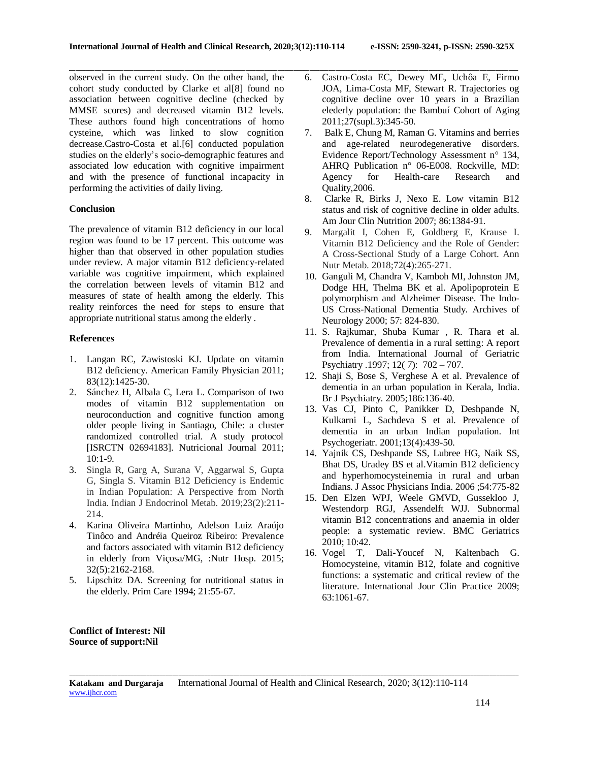observed in the current study. On the other hand, the cohort study conducted by Clarke et al[8] found no association between cognitive decline (checked by MMSE scores) and decreased vitamin B12 levels. These authors found high concentrations of homo cysteine, which was linked to slow cognition decrease.Castro-Costa et al.[6] conducted population studies on the elderly's socio-demographic features and associated low education with cognitive impairment and with the presence of functional incapacity in performing the activities of daily living.

**Conclusion**

The prevalence of vitamin B12 deficiency in our local region was found to be 17 percent. This outcome was higher than that observed in other population studies under review. A major vitamin B12 deficiency-related variable was cognitive impairment, which explained the correlation between levels of vitamin B12 and measures of state of health among the elderly. This reality reinforces the need for steps to ensure that appropriate nutritional status among the elderly .

**References**

1. Langan RC, Zawistoski KJ. Update on vitamin B12 deficiency. American Family Physician 2011; 83(12):1425-30.
2. Sánchez H, Albala C, Lera L. Comparison of two modes of vitamin B12 supplementation on neuroconduction and cognitive function among older people living in Santiago, Chile: a cluster randomized controlled trial. A study protocol [ISRCTN 02694183]. Nutricional Journal 2011; 10:1-9.
3. Singla R, Garg A, Surana V, Aggarwal S, Gupta G, Singla S. Vitamin B12 Deficiency is Endemic in Indian Population: A Perspective from North India. Indian J Endocrinol Metab. 2019;23(2):211-214.
4. Karina Oliveira Martinho, Adelson Luiz Araújo Tinôco and Andréia Queiroz Ribeiro: Prevalence and factors associated with vitamin B12 deficiency in elderly from Viçosa/MG, :Nutr Hosp. 2015; 32(5):2162-2168.
5. Lipschitz DA. Screening for nutritional status in the elderly. Prim Care 1994; 21:55-67.
6. Castro-Costa EC, Dewey ME, Uchôa E, Firmo JOA, Lima-Costa MF, Stewart R. Trajectories og cognitive decline over 10 years in a Brazilian elederly population: the Bambuí Cohort of Aging 2011;27(supl.3):345-50.
7. Balk E, Chung M, Raman G. Vitamins and berries and age-related neurodegenerative disorders. Evidence Report/Technology Assessment n° 134, AHRQ Publication n° 06-E008. Rockville, MD: Agency for Health-care Research and Quality,2006.
8. Clarke R, Birks J, Nexo E. Low vitamin B12 status and risk of cognitive decline in older adults. Am Jour Clin Nutrition 2007; 86:1384-91.
9. Margalit I, Cohen E, Goldberg E, Krause I. Vitamin B12 Deficiency and the Role of Gender: A Cross-Sectional Study of a Large Cohort. Ann Nutr Metab. 2018;72(4):265-271.
10. Ganguli M, Chandra V, Kamboh MI, Johnston JM, Dodge HH, Thelma BK et al. Apolipoprotein E polymorphism and Alzheimer Disease. The Indo-US Cross-National Dementia Study. Archives of Neurology 2000; 57: 824-830.
11. S. Rajkumar, Shuba Kumar , R. Thara et al. Prevalence of dementia in a rural setting: A report from India. International Journal of Geriatric Psychiatry .1997; 12( 7): 702 – 707.
12. Shaji S, Bose S, Verghese A et al. Prevalence of dementia in an urban population in Kerala, India. Br J Psychiatry. 2005;186:136-40.
13. Vas CJ, Pinto C, Panikker D, Deshpande N, Kulkarni L, Sachdeva S et al. Prevalence of dementia in an urban Indian population. Int Psychogeriatr. 2001;13(4):439-50.
14. Yajnik CS, Deshpande SS, Lubree HG, Naik SS, Bhat DS, Uradey BS et al.Vitamin B12 deficiency and hyperhomocysteinemia in rural and urban Indians. J Assoc Physicians India. 2006 ;54:775-82
15. Den Elzen WPJ, Weele GMVD, Gussekloo J, Westendorp RGJ, Assendelft WJJ. Subnormal vitamin B12 concentrations and anaemia in older people: a systematic review. BMC Geriatrics 2010; 10:42.
16. Vogel T, Dali-Youcef N, Kaltenbach G. Homocysteine, vitamin B12, folate and cognitive functions: a systematic and critical review of the literature. International Jour Clin Practice 2009; 63:1061-67.

**Conflict of Interest: Nil**
**Source of support:Nil**